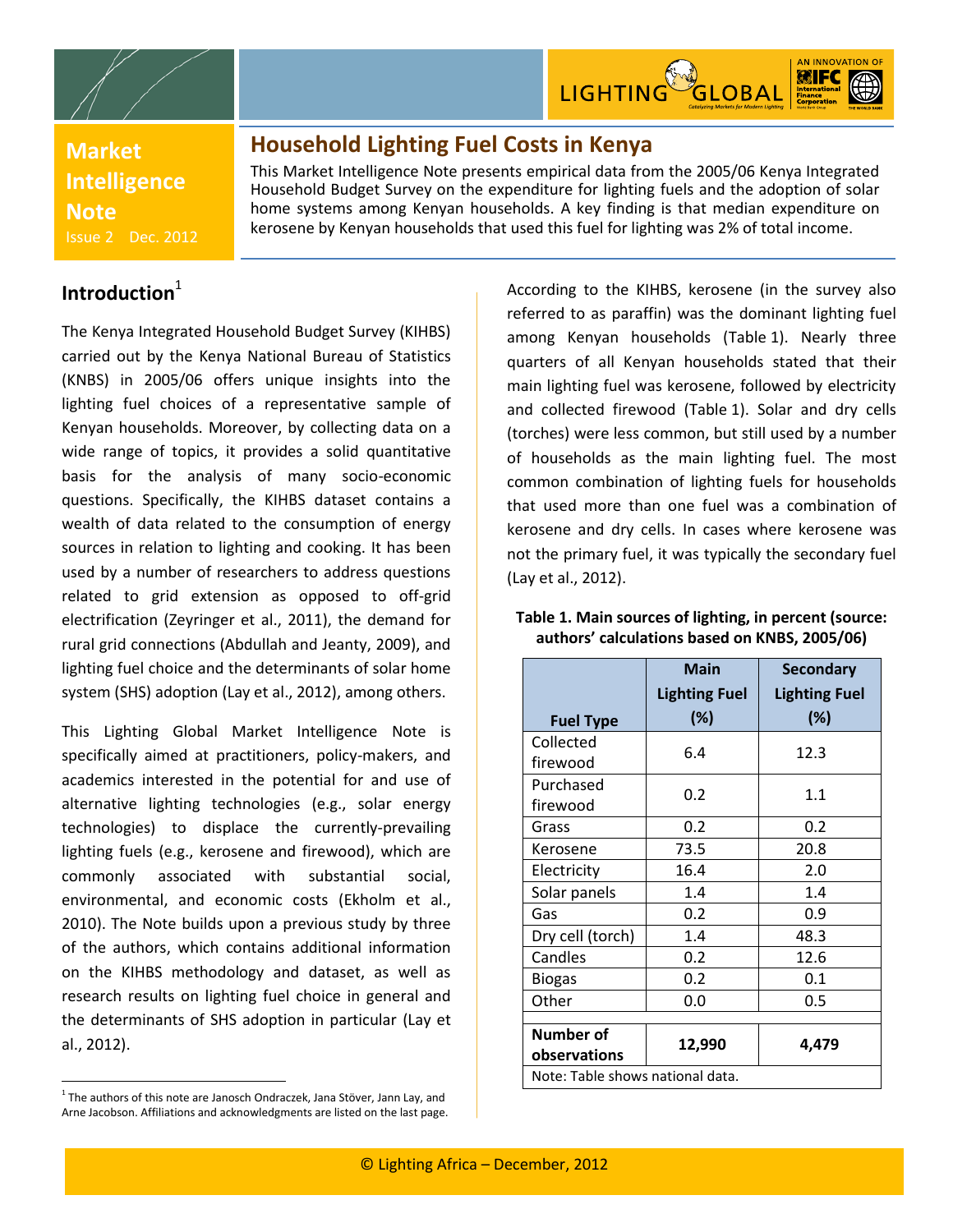**Market Intelligence Note**

Issue 2 Dec. 2012

# Household Lighting Fuel Costs in Kenya

This Market Intelligence Note presents empirical data from the 2005/06 Kenya Integrated Household Budget Survey on the expenditure for lighting fuels and the adoption of solar home systems among Kenyan households. A key finding is that median expenditure on kerosene by Kenyan households that used this fuel for lighting was 2% of total income.

## Introduction[1]

The Kenya Integrated Household Budget Survey (KIHBS) carried out by the Kenya National Bureau of Statistics (KNBS) in 2005/06 offers unique insights into the lighting fuel choices of a representative sample of Kenyan households. Moreover, by collecting data on a wide range of topics, it provides a solid quantitative basis for the analysis of many socio-economic questions. Specifically, the KIHBS dataset contains a wealth of data related to the consumption of energy sources in relation to lighting and cooking. It has been used by a number of researchers to address questions related to grid extension as opposed to off-grid electrification (Zeyringer et al., 2011), the demand for rural grid connections (Abdullah and Jeanty, 2009), and lighting fuel choice and the determinants of solar home system (SHS) adoption (Lay et al., 2012), among others.

This Lighting Global Market Intelligence Note is specifically aimed at practitioners, policy-makers, and academics interested in the potential for and use of alternative lighting technologies (e.g., solar energy technologies) to displace the currently-prevailing lighting fuels (e.g., kerosene and firewood), which are commonly associated with substantial social, environmental, and economic costs (Ekholm et al., 2010). The Note builds upon a previous study by three of the authors, which contains additional information on the KIHBS methodology and dataset, as well as research results on lighting fuel choice in general and the determinants of SHS adoption in particular (Lay et al., 2012).

According to the KIHBS, kerosene (in the survey also referred to as paraffin) was the dominant lighting fuel among Kenyan households (Table 1). Nearly three quarters of all Kenyan households stated that their main lighting fuel was kerosene, followed by electricity and collected firewood (Table 1). Solar and dry cells (torches) were less common, but still used by a number of households as the main lighting fuel. The most common combination of lighting fuels for households that used more than one fuel was a combination of kerosene and dry cells. In cases where kerosene was not the primary fuel, it was typically the secondary fuel (Lay et al., 2012).

**Table 1. Main sources of lighting, in percent (source: authors' calculations based on KNBS, 2005/06)**

| Fuel Type | Main Lighting Fuel (%) | Secondary Lighting Fuel (%) |
|---|---|---|
| Collected firewood | 6.4 | 12.3 |
| Purchased firewood | 0.2 | 1.1 |
| Grass | 0.2 | 0.2 |
| Kerosene | 73.5 | 20.8 |
| Electricity | 16.4 | 2.0 |
| Solar panels | 1.4 | 1.4 |
| Gas | 0.2 | 0.9 |
| Dry cell (torch) | 1.4 | 48.3 |
| Candles | 0.2 | 12.6 |
| Biogas | 0.2 | 0.1 |
| Other | 0.0 | 0.5 |
| **Number of observations** | **12,990** | **4,479** |

Note: Table shows national data.

[1] The authors of this note are Janosch Ondraczek, Jana Stöver, Jann Lay, and Arne Jacobson. Affiliations and acknowledgments are listed on the last page.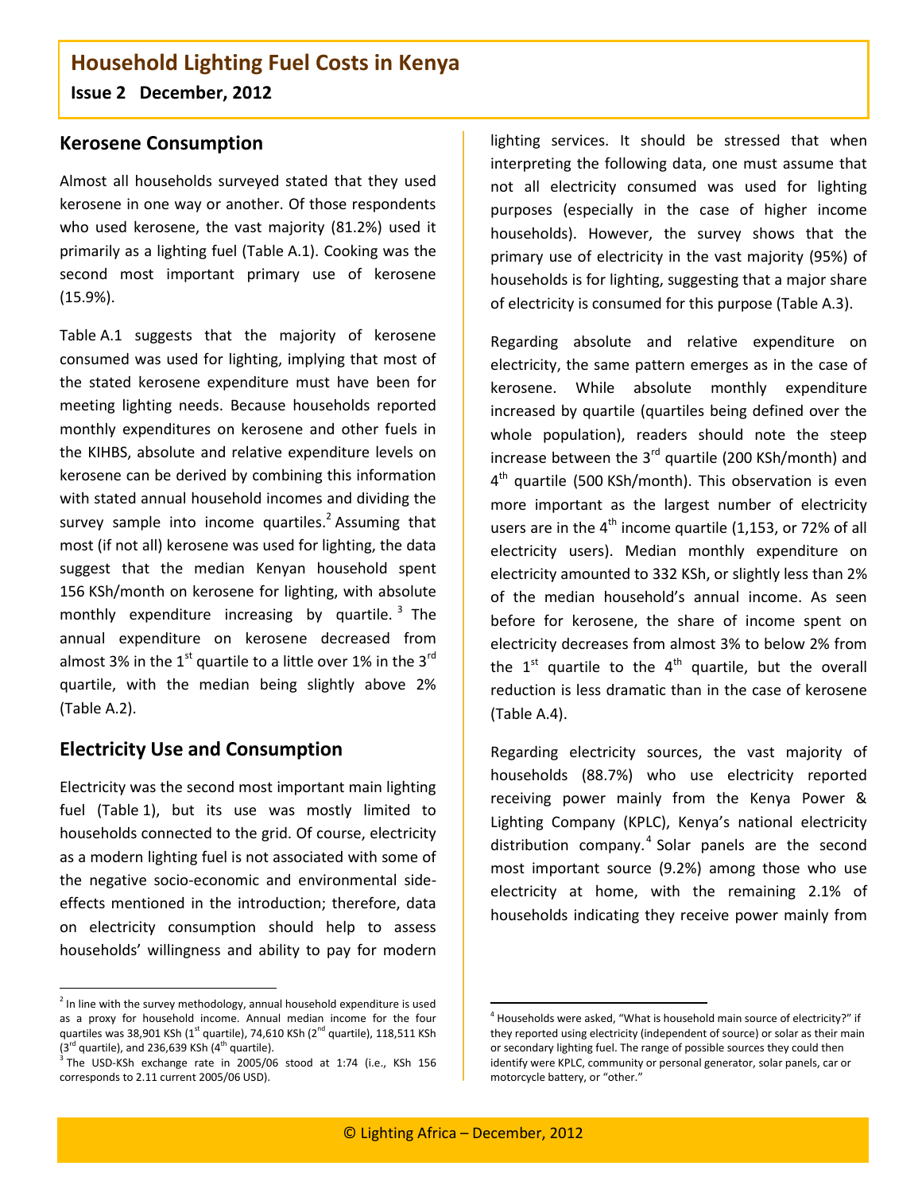## Kerosene Consumption

Almost all households surveyed stated that they used kerosene in one way or another. Of those respondents who used kerosene, the vast majority (81.2%) used it primarily as a lighting fuel (Table A.1). Cooking was the second most important primary use of kerosene (15.9%).

Table A.1 suggests that the majority of kerosene consumed was used for lighting, implying that most of the stated kerosene expenditure must have been for meeting lighting needs. Because households reported monthly expenditures on kerosene and other fuels in the KIHBS, absolute and relative expenditure levels on kerosene can be derived by combining this information with stated annual household incomes and dividing the survey sample into income quartiles.[2] Assuming that most (if not all) kerosene was used for lighting, the data suggest that the median Kenyan household spent 156 KSh/month on kerosene for lighting, with absolute monthly expenditure increasing by quartile.[3] The annual expenditure on kerosene decreased from almost 3% in the 1st quartile to a little over 1% in the 3rd quartile, with the median being slightly above 2% (Table A.2).

## Electricity Use and Consumption

Electricity was the second most important main lighting fuel (Table 1), but its use was mostly limited to households connected to the grid. Of course, electricity as a modern lighting fuel is not associated with some of the negative socio-economic and environmental side-effects mentioned in the introduction; therefore, data on electricity consumption should help to assess households' willingness and ability to pay for modern lighting services. It should be stressed that when interpreting the following data, one must assume that not all electricity consumed was used for lighting purposes (especially in the case of higher income households). However, the survey shows that the primary use of electricity in the vast majority (95%) of households is for lighting, suggesting that a major share of electricity is consumed for this purpose (Table A.3).

Regarding absolute and relative expenditure on electricity, the same pattern emerges as in the case of kerosene. While absolute monthly expenditure increased by quartile (quartiles being defined over the whole population), readers should note the steep increase between the 3rd quartile (200 KSh/month) and 4th quartile (500 KSh/month). This observation is even more important as the largest number of electricity users are in the 4th income quartile (1,153, or 72% of all electricity users). Median monthly expenditure on electricity amounted to 332 KSh, or slightly less than 2% of the median household's annual income. As seen before for kerosene, the share of income spent on electricity decreases from almost 3% to below 2% from the 1st quartile to the 4th quartile, but the overall reduction is less dramatic than in the case of kerosene (Table A.4).

Regarding electricity sources, the vast majority of households (88.7%) who use electricity reported receiving power mainly from the Kenya Power & Lighting Company (KPLC), Kenya's national electricity distribution company.[4] Solar panels are the second most important source (9.2%) among those who use electricity at home, with the remaining 2.1% of households indicating they receive power mainly from

---

[2] In line with the survey methodology, annual household expenditure is used as a proxy for household income. Annual median income for the four quartiles was 38,901 KSh (1st quartile), 74,610 KSh (2nd quartile), 118,511 KSh (3rd quartile), and 236,639 KSh (4th quartile).

[3] The USD-KSh exchange rate in 2005/06 stood at 1:74 (i.e., KSh 156 corresponds to 2.11 current 2005/06 USD).

[4] Households were asked, "What is household main source of electricity?" if they reported using electricity (independent of source) or solar as their main or secondary lighting fuel. The range of possible sources they could then identify were KPLC, community or personal generator, solar panels, car or motorcycle battery, or "other."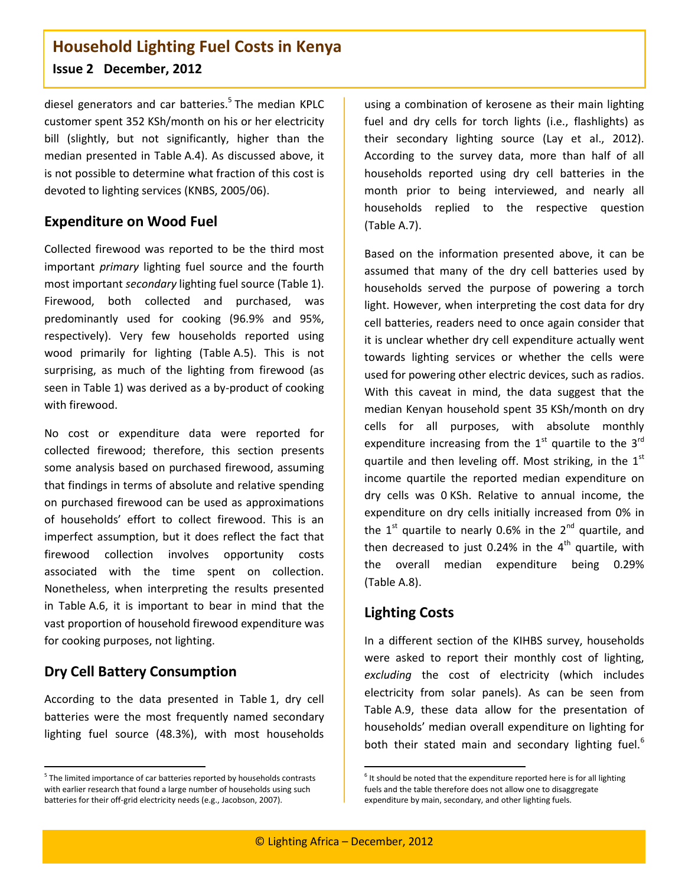diesel generators and car batteries.[5] The median KPLC customer spent 352 KSh/month on his or her electricity bill (slightly, but not significantly, higher than the median presented in Table A.4). As discussed above, it is not possible to determine what fraction of this cost is devoted to lighting services (KNBS, 2005/06).

## Expenditure on Wood Fuel

Collected firewood was reported to be the third most important *primary* lighting fuel source and the fourth most important *secondary* lighting fuel source (Table 1). Firewood, both collected and purchased, was predominantly used for cooking (96.9% and 95%, respectively). Very few households reported using wood primarily for lighting (Table A.5). This is not surprising, as much of the lighting from firewood (as seen in Table 1) was derived as a by-product of cooking with firewood.

No cost or expenditure data were reported for collected firewood; therefore, this section presents some analysis based on purchased firewood, assuming that findings in terms of absolute and relative spending on purchased firewood can be used as approximations of households' effort to collect firewood. This is an imperfect assumption, but it does reflect the fact that firewood collection involves opportunity costs associated with the time spent on collection. Nonetheless, when interpreting the results presented in Table A.6, it is important to bear in mind that the vast proportion of household firewood expenditure was for cooking purposes, not lighting.

## Dry Cell Battery Consumption

According to the data presented in Table 1, dry cell batteries were the most frequently named secondary lighting fuel source (48.3%), with most households using a combination of kerosene as their main lighting fuel and dry cells for torch lights (i.e., flashlights) as their secondary lighting source (Lay et al., 2012). According to the survey data, more than half of all households reported using dry cell batteries in the month prior to being interviewed, and nearly all households replied to the respective question (Table A.7).

Based on the information presented above, it can be assumed that many of the dry cell batteries used by households served the purpose of powering a torch light. However, when interpreting the cost data for dry cell batteries, readers need to once again consider that it is unclear whether dry cell expenditure actually went towards lighting services or whether the cells were used for powering other electric devices, such as radios. With this caveat in mind, the data suggest that the median Kenyan household spent 35 KSh/month on dry cells for all purposes, with absolute monthly expenditure increasing from the 1st quartile to the 3rd quartile and then leveling off. Most striking, in the 1st income quartile the reported median expenditure on dry cells was 0 KSh. Relative to annual income, the expenditure on dry cells initially increased from 0% in the 1st quartile to nearly 0.6% in the 2nd quartile, and then decreased to just 0.24% in the 4th quartile, with the overall median expenditure being 0.29% (Table A.8).

## Lighting Costs

In a different section of the KIHBS survey, households were asked to report their monthly cost of lighting, *excluding* the cost of electricity (which includes electricity from solar panels). As can be seen from Table A.9, these data allow for the presentation of households' median overall expenditure on lighting for both their stated main and secondary lighting fuel.[6]

---

[5] The limited importance of car batteries reported by households contrasts with earlier research that found a large number of households using such batteries for their off-grid electricity needs (e.g., Jacobson, 2007).

[6] It should be noted that the expenditure reported here is for all lighting fuels and the table therefore does not allow one to disaggregate expenditure by main, secondary, and other lighting fuels.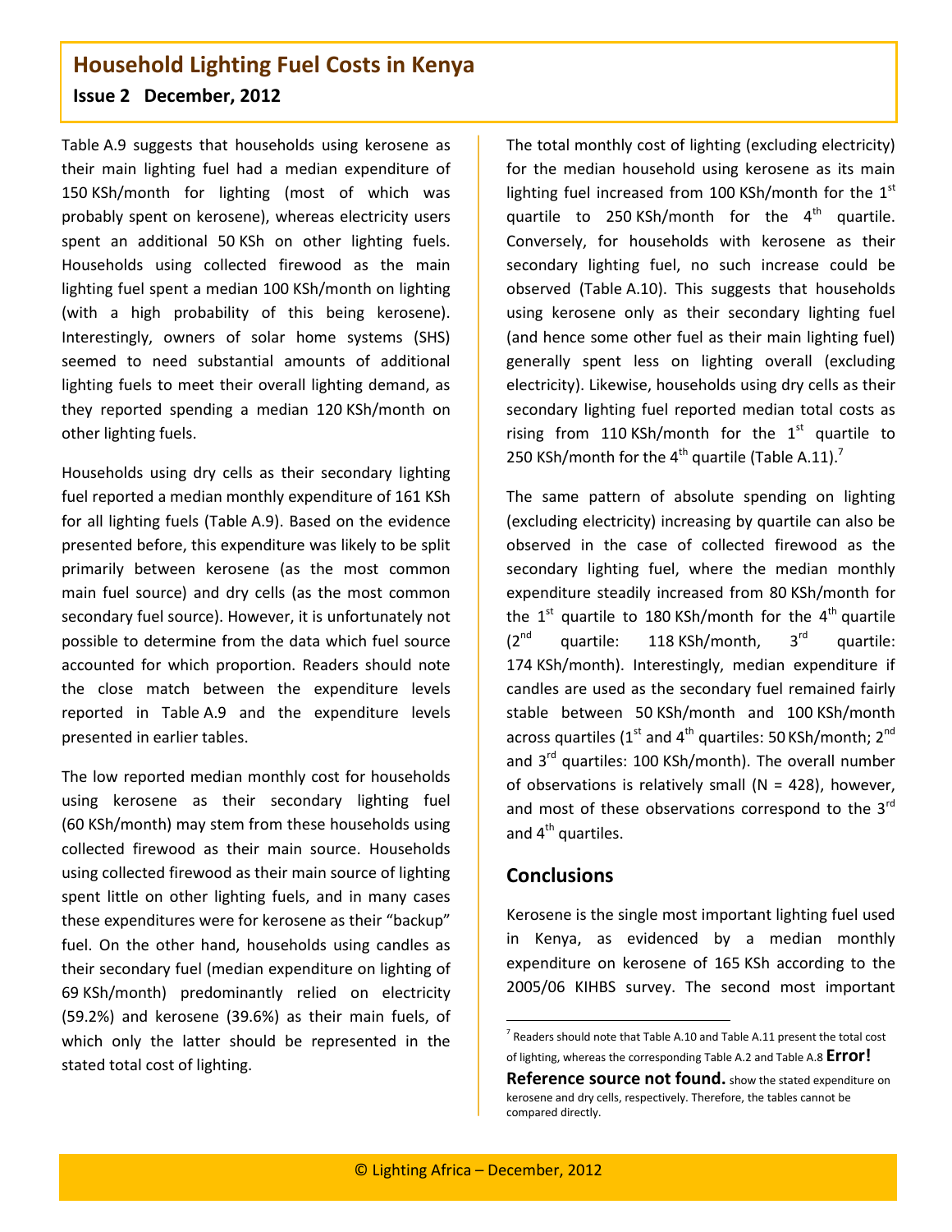Table A.9 suggests that households using kerosene as their main lighting fuel had a median expenditure of 150 KSh/month for lighting (most of which was probably spent on kerosene), whereas electricity users spent an additional 50 KSh on other lighting fuels. Households using collected firewood as the main lighting fuel spent a median 100 KSh/month on lighting (with a high probability of this being kerosene). Interestingly, owners of solar home systems (SHS) seemed to need substantial amounts of additional lighting fuels to meet their overall lighting demand, as they reported spending a median 120 KSh/month on other lighting fuels.

Households using dry cells as their secondary lighting fuel reported a median monthly expenditure of 161 KSh for all lighting fuels (Table A.9). Based on the evidence presented before, this expenditure was likely to be split primarily between kerosene (as the most common main fuel source) and dry cells (as the most common secondary fuel source). However, it is unfortunately not possible to determine from the data which fuel source accounted for which proportion. Readers should note the close match between the expenditure levels reported in Table A.9 and the expenditure levels presented in earlier tables.

The low reported median monthly cost for households using kerosene as their secondary lighting fuel (60 KSh/month) may stem from these households using collected firewood as their main source. Households using collected firewood as their main source of lighting spent little on other lighting fuels, and in many cases these expenditures were for kerosene as their "backup" fuel. On the other hand, households using candles as their secondary fuel (median expenditure on lighting of 69 KSh/month) predominantly relied on electricity (59.2%) and kerosene (39.6%) as their main fuels, of which only the latter should be represented in the stated total cost of lighting.

The total monthly cost of lighting (excluding electricity) for the median household using kerosene as its main lighting fuel increased from 100 KSh/month for the 1st quartile to 250 KSh/month for the 4th quartile. Conversely, for households with kerosene as their secondary lighting fuel, no such increase could be observed (Table A.10). This suggests that households using kerosene only as their secondary lighting fuel (and hence some other fuel as their main lighting fuel) generally spent less on lighting overall (excluding electricity). Likewise, households using dry cells as their secondary lighting fuel reported median total costs as rising from 110 KSh/month for the 1st quartile to 250 KSh/month for the 4th quartile (Table A.11).[7]

The same pattern of absolute spending on lighting (excluding electricity) increasing by quartile can also be observed in the case of collected firewood as the secondary lighting fuel, where the median monthly expenditure steadily increased from 80 KSh/month for the 1st quartile to 180 KSh/month for the 4th quartile (2nd quartile: 118 KSh/month, 3rd quartile: 174 KSh/month). Interestingly, median expenditure if candles are used as the secondary fuel remained fairly stable between 50 KSh/month and 100 KSh/month across quartiles (1st and 4th quartiles: 50 KSh/month; 2nd and 3rd quartiles: 100 KSh/month). The overall number of observations is relatively small (N = 428), however, and most of these observations correspond to the 3rd and 4th quartiles.

## Conclusions

Kerosene is the single most important lighting fuel used in Kenya, as evidenced by a median monthly expenditure on kerosene of 165 KSh according to the 2005/06 KIHBS survey. The second most important

[7] Readers should note that Table A.10 and Table A.11 present the total cost of lighting, whereas the corresponding Table A.2 and Table A.8 **Error! Reference source not found.** show the stated expenditure on kerosene and dry cells, respectively. Therefore, the tables cannot be compared directly.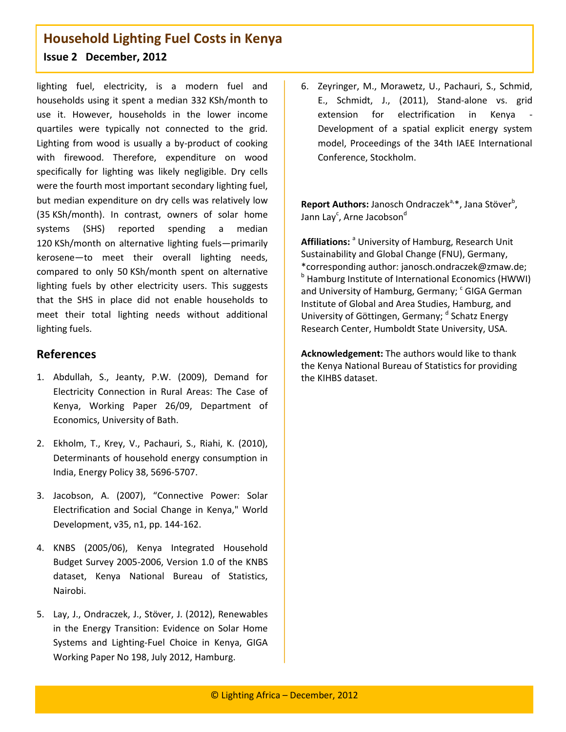lighting fuel, electricity, is a modern fuel and households using it spent a median 332 KSh/month to use it. However, households in the lower income quartiles were typically not connected to the grid. Lighting from wood is usually a by-product of cooking with firewood. Therefore, expenditure on wood specifically for lighting was likely negligible. Dry cells were the fourth most important secondary lighting fuel, but median expenditure on dry cells was relatively low (35 KSh/month). In contrast, owners of solar home systems (SHS) reported spending a median 120 KSh/month on alternative lighting fuels—primarily kerosene—to meet their overall lighting needs, compared to only 50 KSh/month spent on alternative lighting fuels by other electricity users. This suggests that the SHS in place did not enable households to meet their total lighting needs without additional lighting fuels.

## References

1. Abdullah, S., Jeanty, P.W. (2009), Demand for Electricity Connection in Rural Areas: The Case of Kenya, Working Paper 26/09, Department of Economics, University of Bath.

2. Ekholm, T., Krey, V., Pachauri, S., Riahi, K. (2010), Determinants of household energy consumption in India, Energy Policy 38, 5696-5707.

3. Jacobson, A. (2007), "Connective Power: Solar Electrification and Social Change in Kenya," World Development, v35, n1, pp. 144-162.

4. KNBS (2005/06), Kenya Integrated Household Budget Survey 2005-2006, Version 1.0 of the KNBS dataset, Kenya National Bureau of Statistics, Nairobi.

5. Lay, J., Ondraczek, J., Stöver, J. (2012), Renewables in the Energy Transition: Evidence on Solar Home Systems and Lighting-Fuel Choice in Kenya, GIGA Working Paper No 198, July 2012, Hamburg.

6. Zeyringer, M., Morawetz, U., Pachauri, S., Schmid, E., Schmidt, J., (2011), Stand-alone vs. grid extension for electrification in Kenya - Development of a spatial explicit energy system model, Proceedings of the 34th IAEE International Conference, Stockholm.

**Report Authors:** Janosch Ondraczek[a,*], Jana Stöver[b], Jann Lay[c], Arne Jacobson[d]

**Affiliations:** [a] University of Hamburg, Research Unit Sustainability and Global Change (FNU), Germany, *corresponding author: janosch.ondraczek@zmaw.de; [b] Hamburg Institute of International Economics (HWWI) and University of Hamburg, Germany; [c] GIGA German Institute of Global and Area Studies, Hamburg, and University of Göttingen, Germany; [d] Schatz Energy Research Center, Humboldt State University, USA.

**Acknowledgement:** The authors would like to thank the Kenya National Bureau of Statistics for providing the KIHBS dataset.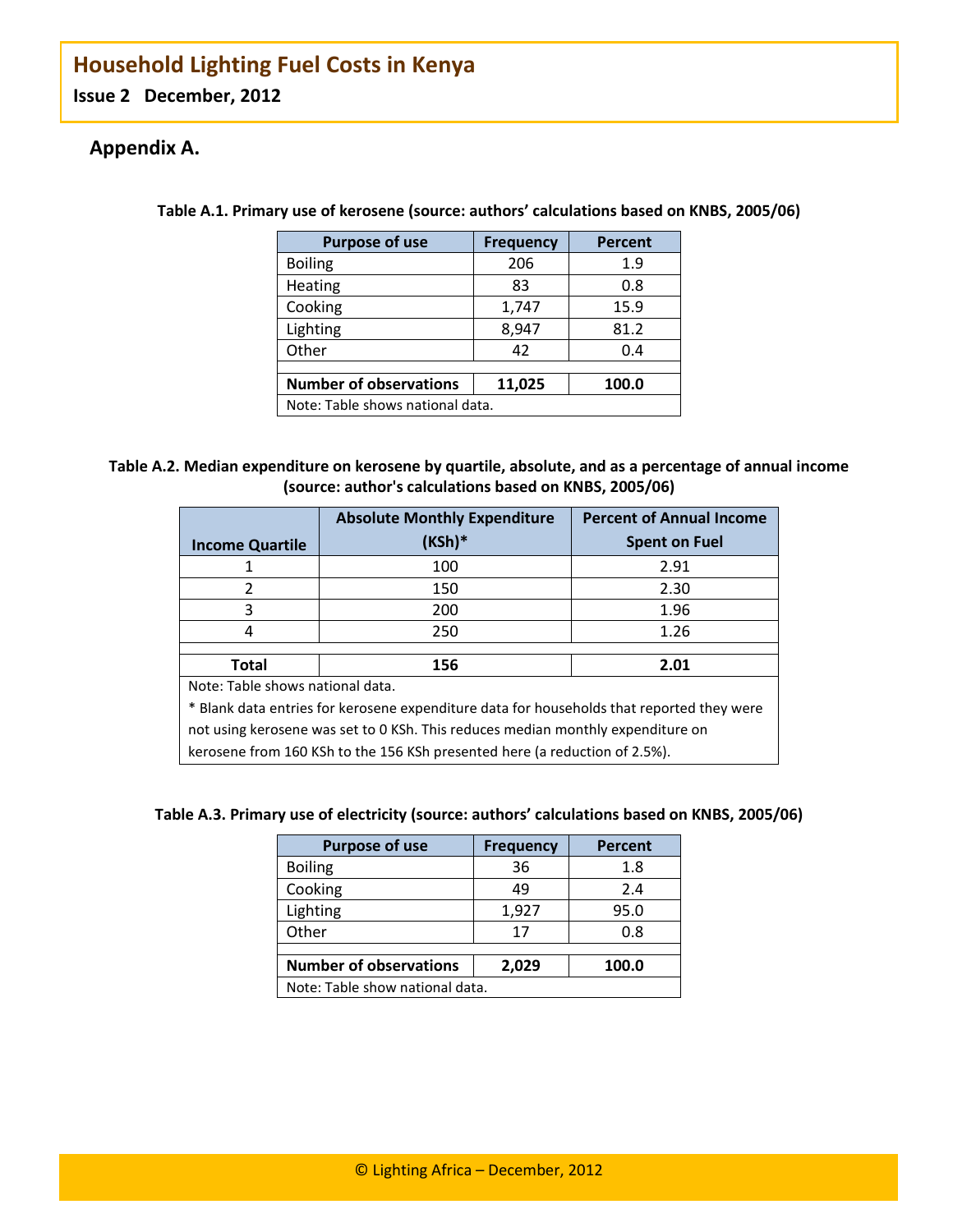## Appendix A.

**Table A.1. Primary use of kerosene (source: authors' calculations based on KNBS, 2005/06)**

| Purpose of use | Frequency | Percent |
|---|---|---|
| Boiling | 206 | 1.9 |
| Heating | 83 | 0.8 |
| Cooking | 1,747 | 15.9 |
| Lighting | 8,947 | 81.2 |
| Other | 42 | 0.4 |
| | | |
| **Number of observations** | **11,025** | **100.0** |
| Note: Table shows national data. | | |

**Table A.2. Median expenditure on kerosene by quartile, absolute, and as a percentage of annual income (source: author's calculations based on KNBS, 2005/06)**

| Income Quartile | Absolute Monthly Expenditure (KSh)* | Percent of Annual Income Spent on Fuel |
|---|---|---|
| 1 | 100 | 2.91 |
| 2 | 150 | 2.30 |
| 3 | 200 | 1.96 |
| 4 | 250 | 1.26 |
| | | |
| **Total** | **156** | **2.01** |

Note: Table shows national data.

* Blank data entries for kerosene expenditure data for households that reported they were not using kerosene was set to 0 KSh. This reduces median monthly expenditure on kerosene from 160 KSh to the 156 KSh presented here (a reduction of 2.5%).

**Table A.3. Primary use of electricity (source: authors' calculations based on KNBS, 2005/06)**

| Purpose of use | Frequency | Percent |
|---|---|---|
| Boiling | 36 | 1.8 |
| Cooking | 49 | 2.4 |
| Lighting | 1,927 | 95.0 |
| Other | 17 | 0.8 |
| | | |
| **Number of observations** | **2,029** | **100.0** |
| Note: Table show national data. | | |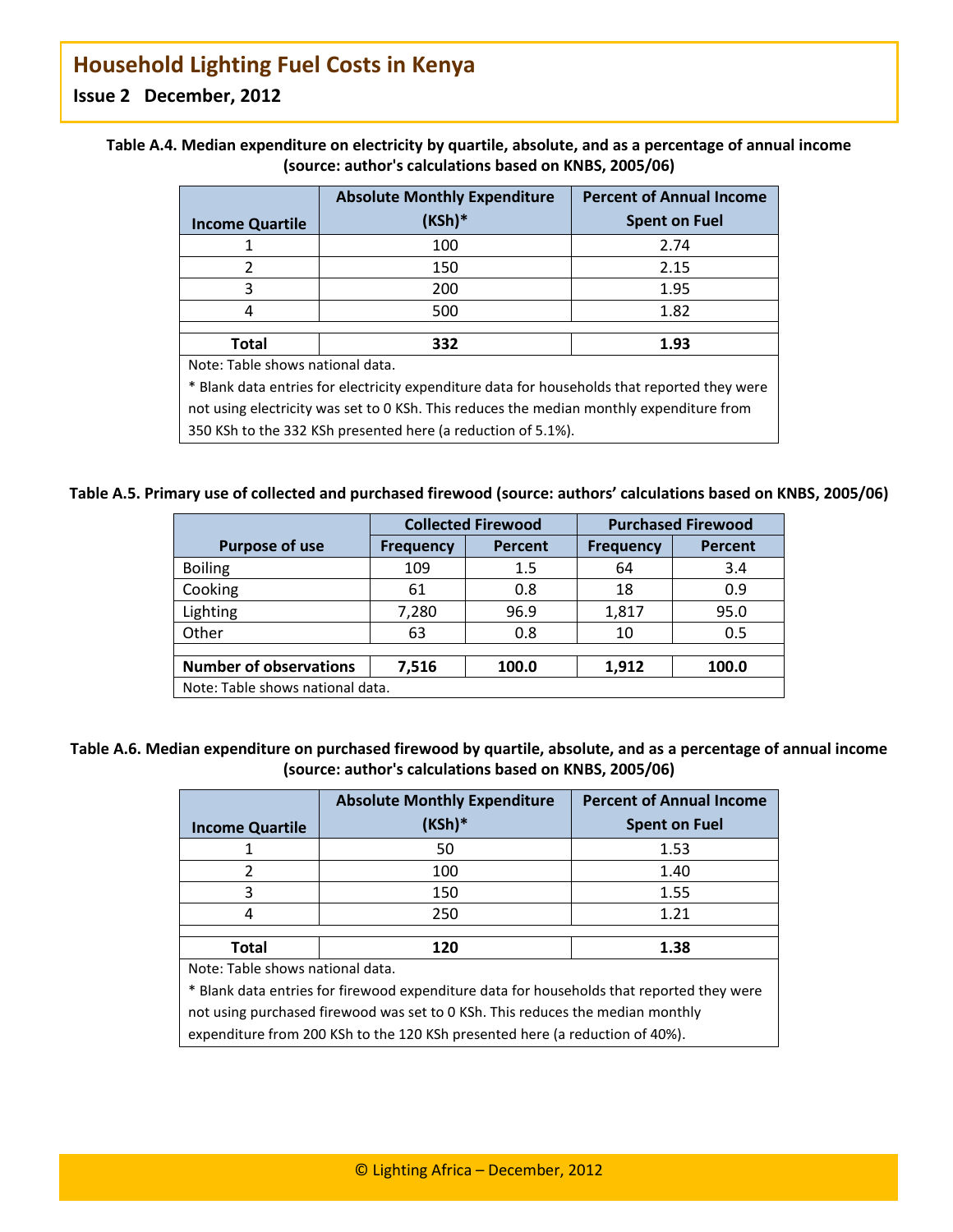**Table A.4. Median expenditure on electricity by quartile, absolute, and as a percentage of annual income (source: author's calculations based on KNBS, 2005/06)**

| Income Quartile | Absolute Monthly Expenditure (KSh)* | Percent of Annual Income Spent on Fuel |
|---|---|---|
| 1 | 100 | 2.74 |
| 2 | 150 | 2.15 |
| 3 | 200 | 1.95 |
| 4 | 500 | 1.82 |
| **Total** | **332** | **1.93** |

Note: Table shows national data.

* Blank data entries for electricity expenditure data for households that reported they were not using electricity was set to 0 KSh. This reduces the median monthly expenditure from 350 KSh to the 332 KSh presented here (a reduction of 5.1%).

**Table A.5. Primary use of collected and purchased firewood (source: authors' calculations based on KNBS, 2005/06)**

| Purpose of use | Collected Firewood | | Purchased Firewood | |
|---|---|---|---|---|
| | Frequency | Percent | Frequency | Percent |
| Boiling | 109 | 1.5 | 64 | 3.4 |
| Cooking | 61 | 0.8 | 18 | 0.9 |
| Lighting | 7,280 | 96.9 | 1,817 | 95.0 |
| Other | 63 | 0.8 | 10 | 0.5 |
| **Number of observations** | **7,516** | **100.0** | **1,912** | **100.0** |

Note: Table shows national data.

**Table A.6. Median expenditure on purchased firewood by quartile, absolute, and as a percentage of annual income (source: author's calculations based on KNBS, 2005/06)**

| Income Quartile | Absolute Monthly Expenditure (KSh)* | Percent of Annual Income Spent on Fuel |
|---|---|---|
| 1 | 50 | 1.53 |
| 2 | 100 | 1.40 |
| 3 | 150 | 1.55 |
| 4 | 250 | 1.21 |
| **Total** | **120** | **1.38** |

Note: Table shows national data.

* Blank data entries for firewood expenditure data for households that reported they were not using purchased firewood was set to 0 KSh. This reduces the median monthly expenditure from 200 KSh to the 120 KSh presented here (a reduction of 40%).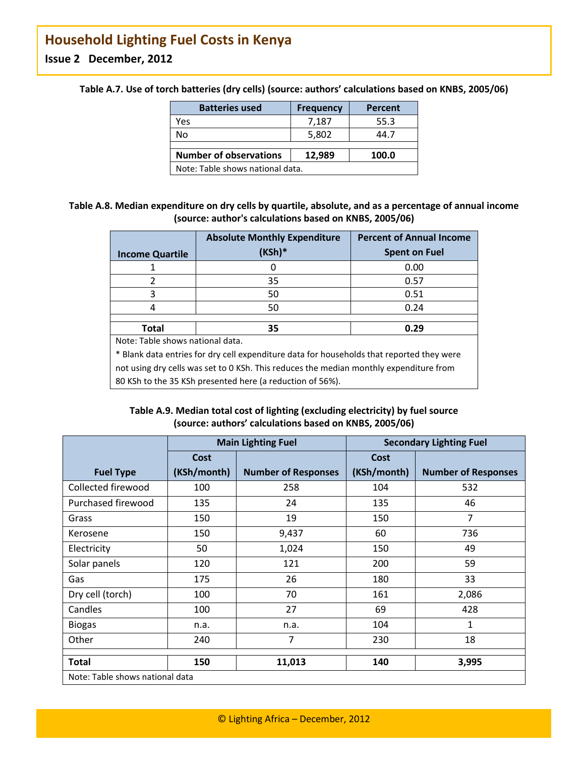**Table A.7. Use of torch batteries (dry cells) (source: authors' calculations based on KNBS, 2005/06)**

| Batteries used | Frequency | Percent |
|---|---|---|
| Yes | 7,187 | 55.3 |
| No | 5,802 | 44.7 |
| **Number of observations** | **12,989** | **100.0** |

Note: Table shows national data.

**Table A.8. Median expenditure on dry cells by quartile, absolute, and as a percentage of annual income (source: author's calculations based on KNBS, 2005/06)**

| Income Quartile | Absolute Monthly Expenditure (KSh)* | Percent of Annual Income Spent on Fuel |
|---|---|---|
| 1 | 0 | 0.00 |
| 2 | 35 | 0.57 |
| 3 | 50 | 0.51 |
| 4 | 50 | 0.24 |
| **Total** | **35** | **0.29** |

Note: Table shows national data.

* Blank data entries for dry cell expenditure data for households that reported they were not using dry cells was set to 0 KSh. This reduces the median monthly expenditure from 80 KSh to the 35 KSh presented here (a reduction of 56%).

**Table A.9. Median total cost of lighting (excluding electricity) by fuel source (source: authors' calculations based on KNBS, 2005/06)**

| Fuel Type | Main Lighting Fuel | | Secondary Lighting Fuel | |
|---|---|---|---|---|
| | Cost (KSh/month) | Number of Responses | Cost (KSh/month) | Number of Responses |
| Collected firewood | 100 | 258 | 104 | 532 |
| Purchased firewood | 135 | 24 | 135 | 46 |
| Grass | 150 | 19 | 150 | 7 |
| Kerosene | 150 | 9,437 | 60 | 736 |
| Electricity | 50 | 1,024 | 150 | 49 |
| Solar panels | 120 | 121 | 200 | 59 |
| Gas | 175 | 26 | 180 | 33 |
| Dry cell (torch) | 100 | 70 | 161 | 2,086 |
| Candles | 100 | 27 | 69 | 428 |
| Biogas | n.a. | n.a. | 104 | 1 |
| Other | 240 | 7 | 230 | 18 |
| **Total** | **150** | **11,013** | **140** | **3,995** |

Note: Table shows national data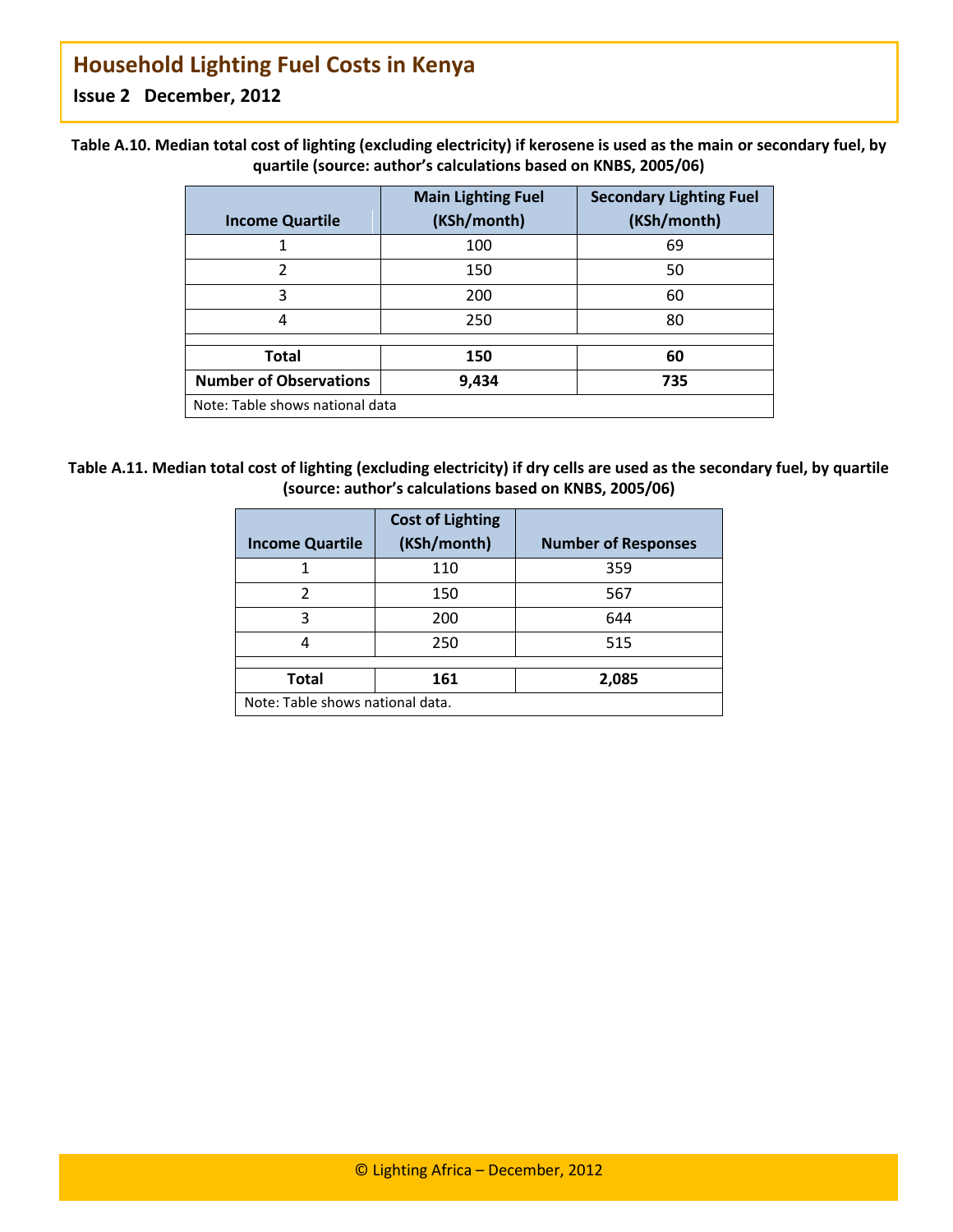**Table A.10. Median total cost of lighting (excluding electricity) if kerosene is used as the main or secondary fuel, by quartile (source: author's calculations based on KNBS, 2005/06)**

| Income Quartile | Main Lighting Fuel (KSh/month) | Secondary Lighting Fuel (KSh/month) |
|---|---|---|
| 1 | 100 | 69 |
| 2 | 150 | 50 |
| 3 | 200 | 60 |
| 4 | 250 | 80 |
| | | |
| **Total** | **150** | **60** |
| **Number of Observations** | **9,434** | **735** |
| Note: Table shows national data | | |

**Table A.11. Median total cost of lighting (excluding electricity) if dry cells are used as the secondary fuel, by quartile (source: author's calculations based on KNBS, 2005/06)**

| Income Quartile | Cost of Lighting (KSh/month) | Number of Responses |
|---|---|---|
| 1 | 110 | 359 |
| 2 | 150 | 567 |
| 3 | 200 | 644 |
| 4 | 250 | 515 |
| | | |
| **Total** | **161** | **2,085** |
| Note: Table shows national data. | | |